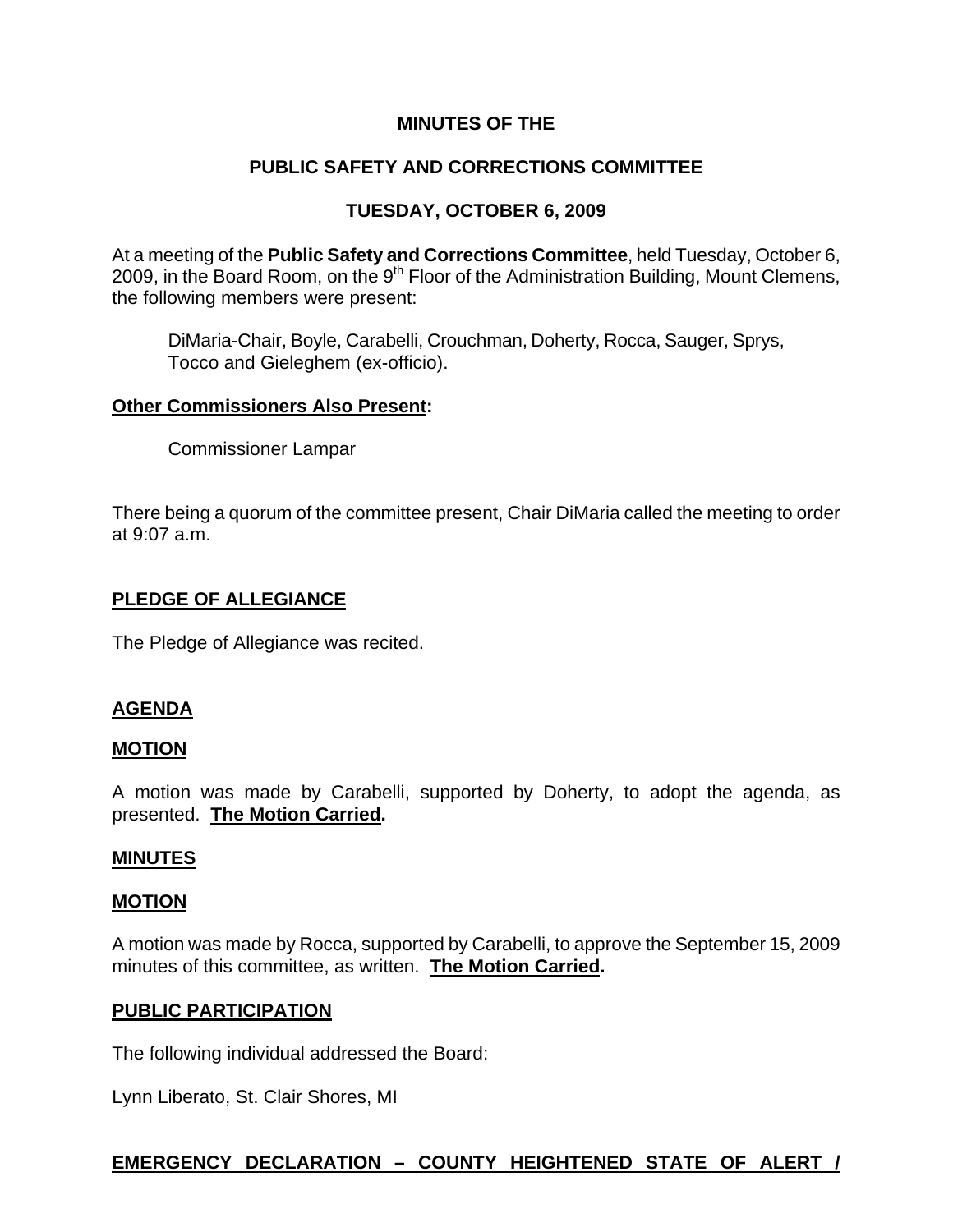**MINUTES OF THE**

**PUBLIC SAFETY AND CORRECTIONS COMMITTEE**

**TUESDAY, OCTOBER 6, 2009**

At a meeting of the **Public Safety and Corrections Committee**, held Tuesday, October 6, 2009, in the Board Room, on the 9th Floor of the Administration Building, Mount Clemens, the following members were present:

> DiMaria-Chair, Boyle, Carabelli, Crouchman, Doherty, Rocca, Sauger, Sprys, Tocco and Gieleghem (ex-officio).

**Other Commissioners Also Present:**

> Commissioner Lampar

There being a quorum of the committee present, Chair DiMaria called the meeting to order at 9:07 a.m.

**PLEDGE OF ALLEGIANCE**

The Pledge of Allegiance was recited.

**AGENDA**

**MOTION**

A motion was made by Carabelli, supported by Doherty, to adopt the agenda, as presented. **The Motion Carried.**

**MINUTES**

**MOTION**

A motion was made by Rocca, supported by Carabelli, to approve the September 15, 2009 minutes of this committee, as written. **The Motion Carried.**

**PUBLIC PARTICIPATION**

The following individual addressed the Board:

Lynn Liberato, St. Clair Shores, MI

**EMERGENCY DECLARATION – COUNTY HEIGHTENED STATE OF ALERT /**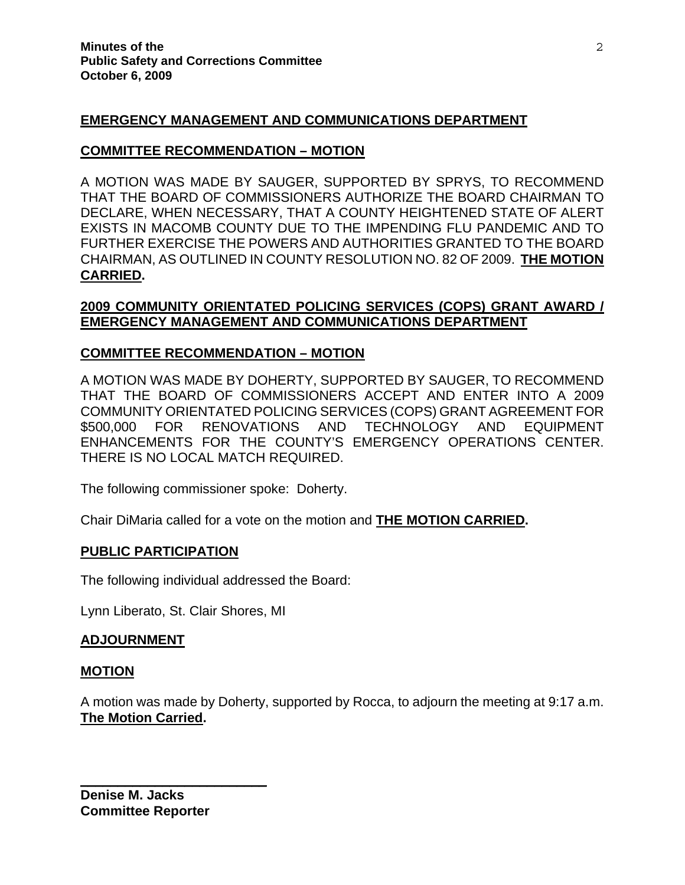## EMERGENCY MANAGEMENT AND COMMUNICATIONS DEPARTMENT

### COMMITTEE RECOMMENDATION – MOTION

A MOTION WAS MADE BY SAUGER, SUPPORTED BY SPRYS, TO RECOMMEND THAT THE BOARD OF COMMISSIONERS AUTHORIZE THE BOARD CHAIRMAN TO DECLARE, WHEN NECESSARY, THAT A COUNTY HEIGHTENED STATE OF ALERT EXISTS IN MACOMB COUNTY DUE TO THE IMPENDING FLU PANDEMIC AND TO FURTHER EXERCISE THE POWERS AND AUTHORITIES GRANTED TO THE BOARD CHAIRMAN, AS OUTLINED IN COUNTY RESOLUTION NO. 82 OF 2009. **THE MOTION CARRIED.**

## 2009 COMMUNITY ORIENTATED POLICING SERVICES (COPS) GRANT AWARD / EMERGENCY MANAGEMENT AND COMMUNICATIONS DEPARTMENT

### COMMITTEE RECOMMENDATION – MOTION

A MOTION WAS MADE BY DOHERTY, SUPPORTED BY SAUGER, TO RECOMMEND THAT THE BOARD OF COMMISSIONERS ACCEPT AND ENTER INTO A 2009 COMMUNITY ORIENTATED POLICING SERVICES (COPS) GRANT AGREEMENT FOR $500,000 FOR RENOVATIONS AND TECHNOLOGY AND EQUIPMENT ENHANCEMENTS FOR THE COUNTY'S EMERGENCY OPERATIONS CENTER. THERE IS NO LOCAL MATCH REQUIRED.

The following commissioner spoke: Doherty.

Chair DiMaria called for a vote on the motion and **THE MOTION CARRIED.**

## PUBLIC PARTICIPATION

The following individual addressed the Board:

Lynn Liberato, St. Clair Shores, MI

## ADJOURNMENT

### MOTION

A motion was made by Doherty, supported by Rocca, to adjourn the meeting at 9:17 a.m. **The Motion Carried.**

\_\_\_\_\_\_\_\_\_\_\_\_\_\_\_\_\_\_\_\_\_\_\_\_\_\_

**Denise M. Jacks**
**Committee Reporter**